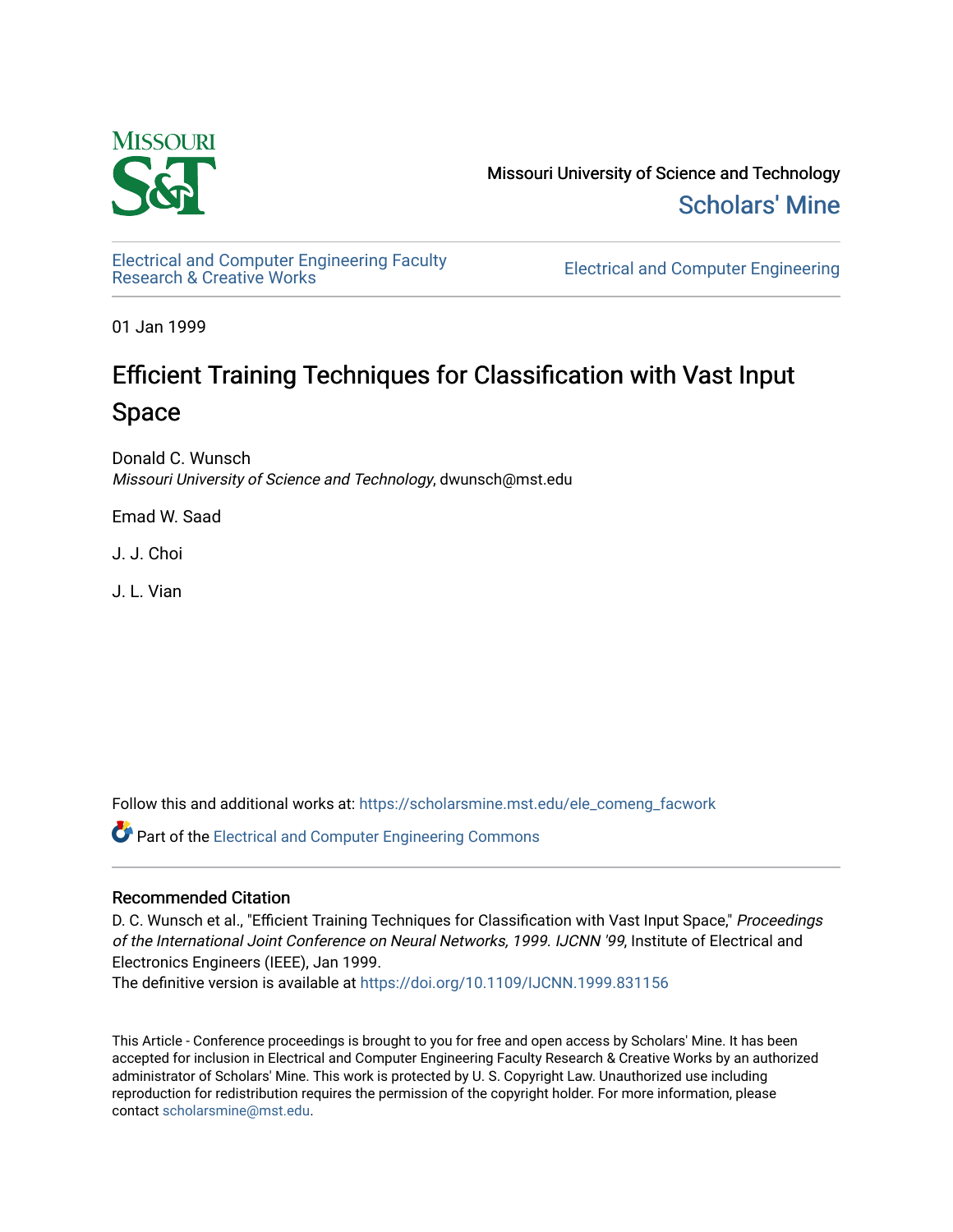Missouri University of Science and Technology

Scholars' Mine

Electrical and Computer Engineering Faculty Research & Creative Works

Electrical and Computer Engineering

01 Jan 1999

# Efficient Training Techniques for Classification with Vast Input Space

Donald C. Wunsch
*Missouri University of Science and Technology*, dwunsch@mst.edu

Emad W. Saad

J. J. Choi

J. L. Vian

Follow this and additional works at: https://scholarsmine.mst.edu/ele_comeng_facwork

Part of the Electrical and Computer Engineering Commons

## Recommended Citation

D. C. Wunsch et al., "Efficient Training Techniques for Classification with Vast Input Space," *Proceedings of the International Joint Conference on Neural Networks, 1999. IJCNN '99*, Institute of Electrical and Electronics Engineers (IEEE), Jan 1999.
The definitive version is available at https://doi.org/10.1109/IJCNN.1999.831156

This Article - Conference proceedings is brought to you for free and open access by Scholars' Mine. It has been accepted for inclusion in Electrical and Computer Engineering Faculty Research & Creative Works by an authorized administrator of Scholars' Mine. This work is protected by U. S. Copyright Law. Unauthorized use including reproduction for redistribution requires the permission of the copyright holder. For more information, please contact scholarsmine@mst.edu.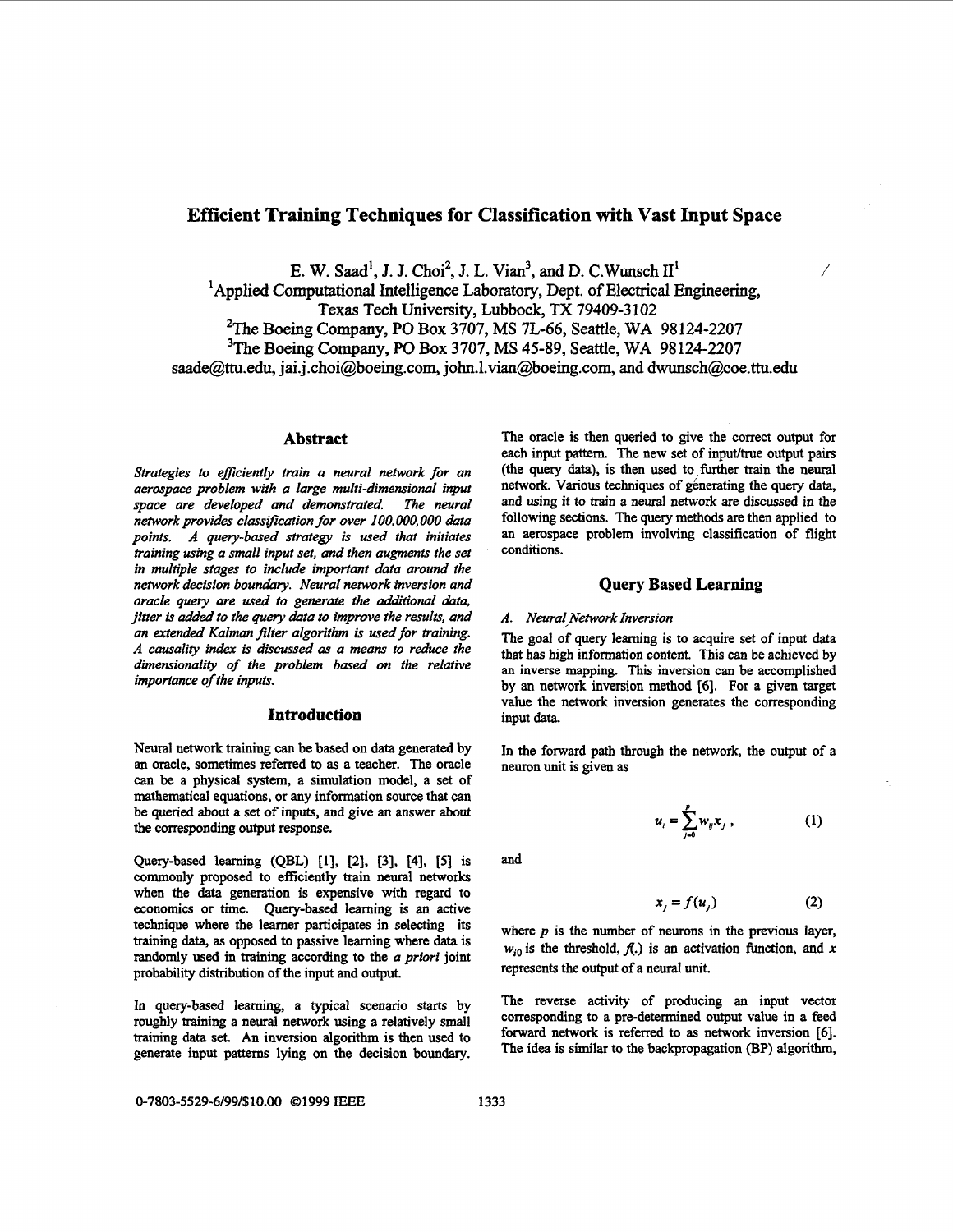# Efficient Training Techniques for Classification with Vast Input Space

E. W. Saad[1], J. J. Choi[2], J. L. Vian[3], and D. C.Wunsch II[1]

[1]Applied Computational Intelligence Laboratory, Dept. of Electrical Engineering, Texas Tech University, Lubbock, TX 79409-3102

[2]The Boeing Company, PO Box 3707, MS 7L-66, Seattle, WA 98124-2207

[3]The Boeing Company, PO Box 3707, MS 45-89, Seattle, WA 98124-2207

saade@ttu.edu, jai.j.choi@boeing.com, john.l.vian@boeing.com, and dwunsch@coe.ttu.edu

## Abstract

*Strategies to efficiently train a neural network for an aerospace problem with a large multi-dimensional input space are developed and demonstrated. The neural network provides classification for over 100,000,000 data points. A query-based strategy is used that initiates training using a small input set, and then augments the set in multiple stages to include important data around the network decision boundary. Neural network inversion and oracle query are used to generate the additional data, jitter is added to the query data to improve the results, and an extended Kalman filter algorithm is used for training. A causality index is discussed as a means to reduce the dimensionality of the problem based on the relative importance of the inputs.*

## Introduction

Neural network training can be based on data generated by an oracle, sometimes referred to as a teacher. The oracle can be a physical system, a simulation model, a set of mathematical equations, or any information source that can be queried about a set of inputs, and give an answer about the corresponding output response.

Query-based learning (QBL) [1], [2], [3], [4], [5] is commonly proposed to efficiently train neural networks when the data generation is expensive with regard to economics or time. Query-based learning is an active technique where the learner participates in selecting its training data, as opposed to passive learning where data is randomly used in training according to the *a priori* joint probability distribution of the input and output.

In query-based learning, a typical scenario starts by roughly training a neural network using a relatively small training data set. An inversion algorithm is then used to generate input patterns lying on the decision boundary. The oracle is then queried to give the correct output for each input pattern. The new set of input/true output pairs (the query data), is then used to further train the neural network. Various techniques of generating the query data, and using it to train a neural network are discussed in the following sections. The query methods are then applied to an aerospace problem involving classification of flight conditions.

## Query Based Learning

### *A. Neural Network Inversion*

The goal of query learning is to acquire set of input data that has high information content. This can be achieved by an inverse mapping. This inversion can be accomplished by an network inversion method [6]. For a given target value the network inversion generates the corresponding input data.

In the forward path through the network, the output of a neuron unit is given as

$$u_i = \sum_{j=0}^{p} w_{ij} x_j , \tag{1}$$

and

$$x_j = f(u_j) \tag{2}$$

where $p$ is the number of neurons in the previous layer, $w_{i0}$ is the threshold, $f(.)$ is an activation function, and $x$ represents the output of a neural unit.

The reverse activity of producing an input vector corresponding to a pre-determined output value in a feed forward network is referred to as network inversion [6]. The idea is similar to the backpropagation (BP) algorithm,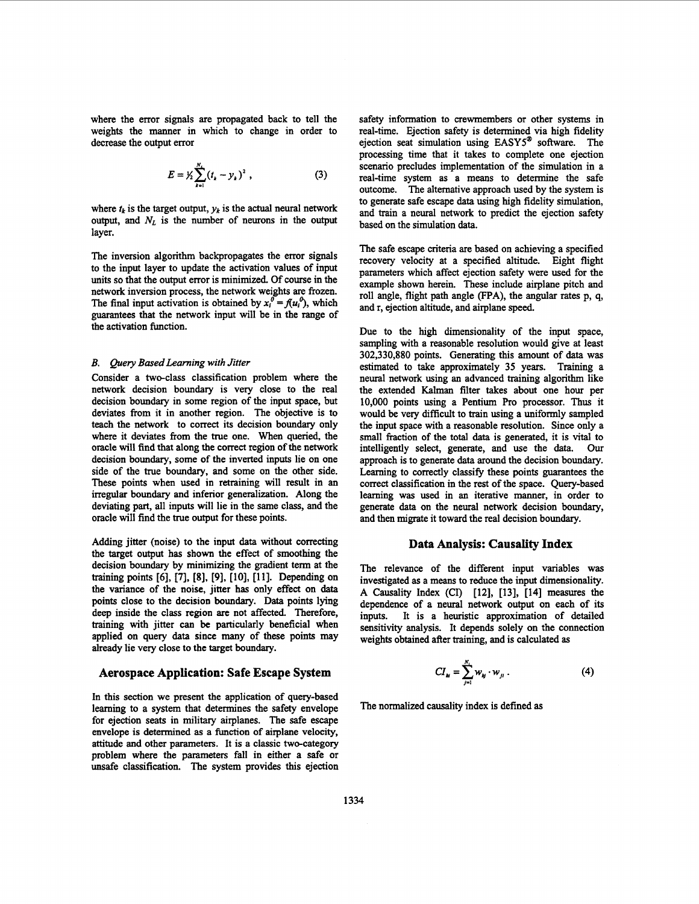where the error signals are propagated back to tell the weights the manner in which to change in order to decrease the output error

$$E = \frac{1}{2}\sum_{k=1}^{N_L}(t_k - y_k)^2 , \tag{3}$$

where $t_k$ is the target output, $y_k$ is the actual neural network output, and $N_L$ is the number of neurons in the output layer.

The inversion algorithm backpropagates the error signals to the input layer to update the activation values of input units so that the output error is minimized. Of course in the network inversion process, the network weights are frozen. The final input activation is obtained by $x_i^0 = f(u_i^0)$, which guarantees that the network input will be in the range of the activation function.

### B. *Query Based Learning with Jitter*

Consider a two-class classification problem where the network decision boundary is very close to the real decision boundary in some region of the input space, but deviates from it in another region. The objective is to teach the network to correct its decision boundary only where it deviates from the true one. When queried, the oracle will find that along the correct region of the network decision boundary, some of the inverted inputs lie on one side of the true boundary, and some on the other side. These points when used in retraining will result in an irregular boundary and inferior generalization. Along the deviating part, all inputs will lie in the same class, and the oracle will find the true output for these points.

Adding jitter (noise) to the input data without correcting the target output has shown the effect of smoothing the decision boundary by minimizing the gradient term at the training points [6], [7], [8], [9], [10], [11]. Depending on the variance of the noise, jitter has only effect on data points close to the decision boundary. Data points lying deep inside the class region are not affected. Therefore, training with jitter can be particularly beneficial when applied on query data since many of these points may already lie very close to the target boundary.

## Aerospace Application: Safe Escape System

In this section we present the application of query-based learning to a system that determines the safety envelope for ejection seats in military airplanes. The safe escape envelope is determined as a function of airplane velocity, attitude and other parameters. It is a classic two-category problem where the parameters fall in either a safe or unsafe classification. The system provides this ejection safety information to crewmembers or other systems in real-time. Ejection safety is determined via high fidelity ejection seat simulation using EASY5® software. The processing time that it takes to complete one ejection scenario precludes implementation of the simulation in a real-time system as a means to determine the safe outcome. The alternative approach used by the system is to generate safe escape data using high fidelity simulation, and train a neural network to predict the ejection safety based on the simulation data.

The safe escape criteria are based on achieving a specified recovery velocity at a specified altitude. Eight flight parameters which affect ejection safety were used for the example shown herein. These include airplane pitch and roll angle, flight path angle (FPA), the angular rates p, q, and r, ejection altitude, and airplane speed.

Due to the high dimensionality of the input space, sampling with a reasonable resolution would give at least 302,330,880 points. Generating this amount of data was estimated to take approximately 35 years. Training a neural network using an advanced training algorithm like the extended Kalman filter takes about one hour per 10,000 points using a Pentium Pro processor. Thus it would be very difficult to train using a uniformly sampled the input space with a reasonable resolution. Since only a small fraction of the total data is generated, it is vital to intelligently select, generate, and use the data. Our approach is to generate data around the decision boundary. Learning to correctly classify these points guarantees the correct classification in the rest of the space. Query-based learning was used in an iterative manner, in order to generate data on the neural network decision boundary, and then migrate it toward the real decision boundary.

## Data Analysis: Causality Index

The relevance of the different input variables was investigated as a means to reduce the input dimensionality. A Causality Index (CI) [12], [13], [14] measures the dependence of a neural network output on each of its inputs. It is a heuristic approximation of detailed sensitivity analysis. It depends solely on the connection weights obtained after training, and is calculated as

$$CI_{ki} = \sum_{j=1}^{N_1} w_{kj} \cdot w_{ji} . \tag{4}$$

The normalized causality index is defined as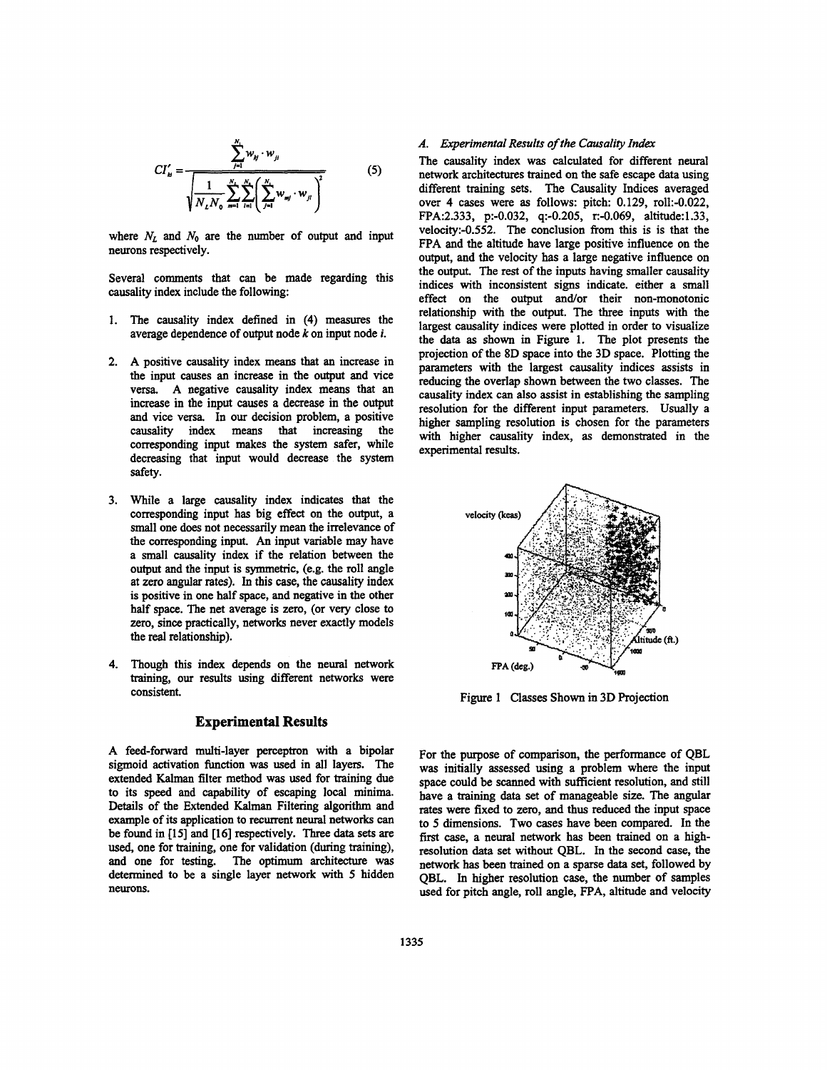$$CI'_{ki} = \frac{\sum_{j=1}^{N_i} w_{kj} \cdot w_{ji}}{\sqrt{\frac{1}{N_L N_0} \sum_{m=1}^{N_L} \sum_{l=1}^{N_0} \left( \sum_{j=1}^{N_i} w_{mj} \cdot w_{jl} \right)^2}} \tag{5}$$

where $N_L$ and $N_0$ are the number of output and input neurons respectively.

Several comments that can be made regarding this causality index include the following:

1. The causality index defined in (4) measures the average dependence of output node $k$ on input node $i$.
2. A positive causality index means that an increase in the input causes an increase in the output and vice versa. A negative causality index means that an increase in the input causes a decrease in the output and vice versa. In our decision problem, a positive causality index means that increasing the corresponding input makes the system safer, while decreasing that input would decrease the system safety.
3. While a large causality index indicates that the corresponding input has big effect on the output, a small one does not necessarily mean the irrelevance of the corresponding input. An input variable may have a small causality index if the relation between the output and the input is symmetric, (e.g. the roll angle at zero angular rates). In this case, the causality index is positive in one half space, and negative in the other half space. The net average is zero, (or very close to zero, since practically, networks never exactly models the real relationship).
4. Though this index depends on the neural network training, our results using different networks were consistent.

## Experimental Results

A feed-forward multi-layer perceptron with a bipolar sigmoid activation function was used in all layers. The extended Kalman filter method was used for training due to its speed and capability of escaping local minima. Details of the Extended Kalman Filtering algorithm and example of its application to recurrent neural networks can be found in [15] and [16] respectively. Three data sets are used, one for training, one for validation (during training), and one for testing. The optimum architecture was determined to be a single layer network with 5 hidden neurons.

### *A. Experimental Results of the Causality Index*

The causality index was calculated for different neural network architectures trained on the safe escape data using different training sets. The Causality Indices averaged over 4 cases were as follows: pitch: 0.129, roll:-0.022, FPA:2.333, p:-0.032, q:-0.205, r:-0.069, altitude:1.33, velocity:-0.552. The conclusion from this is is that the FPA and the altitude have large positive influence on the output, and the velocity has a large negative influence on the output. The rest of the inputs having smaller causality indices with inconsistent signs indicate. either a small effect on the output and/or their non-monotonic relationship with the output. The three inputs with the largest causality indices were plotted in order to visualize the data as shown in Figure 1. The plot presents the projection of the 8D space into the 3D space. Plotting the parameters with the largest causality indices assists in reducing the overlap shown between the two classes. The causality index can also assist in establishing the sampling resolution for the different input parameters. Usually a higher sampling resolution is chosen for the parameters with higher causality index, as demonstrated in the experimental results.

Figure 1 Classes Shown in 3D Projection

For the purpose of comparison, the performance of QBL was initially assessed using a problem where the input space could be scanned with sufficient resolution, and still have a training data set of manageable size. The angular rates were fixed to zero, and thus reduced the input space to 5 dimensions. Two cases have been compared. In the first case, a neural network has been trained on a high-resolution data set without QBL. In the second case, the network has been trained on a sparse data set, followed by QBL. In higher resolution case, the number of samples used for pitch angle, roll angle, FPA, altitude and velocity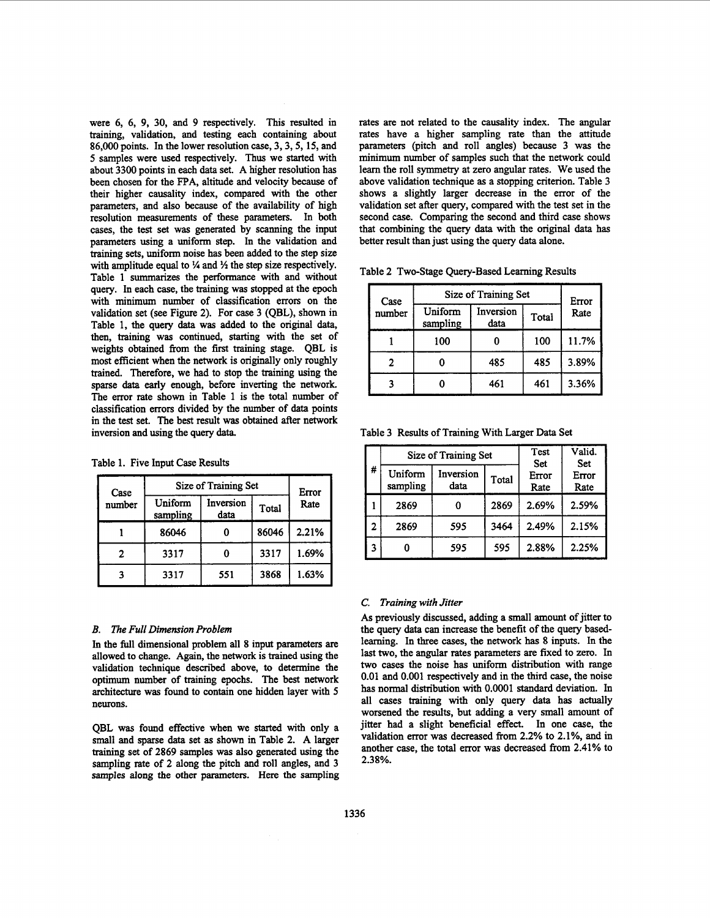were 6, 6, 9, 30, and 9 respectively. This resulted in training, validation, and testing each containing about 86,000 points. In the lower resolution case, 3, 3, 5, 15, and 5 samples were used respectively. Thus we started with about 3300 points in each data set. A higher resolution has been chosen for the FPA, altitude and velocity because of their higher causality index, compared with the other parameters, and also because of the availability of high resolution measurements of these parameters. In both cases, the test set was generated by scanning the input parameters using a uniform step. In the validation and training sets, uniform noise has been added to the step size with amplitude equal to ¼ and ½ the step size respectively. Table 1 summarizes the performance with and without query. In each case, the training was stopped at the epoch with minimum number of classification errors on the validation set (see Figure 2). For case 3 (QBL), shown in Table 1, the query data was added to the original data, then, training was continued, starting with the set of weights obtained from the first training stage. QBL is most efficient when the network is originally only roughly trained. Therefore, we had to stop the training using the sparse data early enough, before inverting the network. The error rate shown in Table 1 is the total number of classification errors divided by the number of data points in the test set. The best result was obtained after network inversion and using the query data.

Table 1. Five Input Case Results

| Case number | Size of Training Set | | | Error Rate |
|---|---|---|---|---|
| | Uniform sampling | Inversion data | Total | |
| 1 | 86046 | 0 | 86046 | 2.21% |
| 2 | 3317 | 0 | 3317 | 1.69% |
| 3 | 3317 | 551 | 3868 | 1.63% |

### *B. The Full Dimension Problem*

In the full dimensional problem all 8 input parameters are allowed to change. Again, the network is trained using the validation technique described above, to determine the optimum number of training epochs. The best network architecture was found to contain one hidden layer with 5 neurons.

QBL was found effective when we started with only a small and sparse data set as shown in Table 2. A larger training set of 2869 samples was also generated using the sampling rate of 2 along the pitch and roll angles, and 3 samples along the other parameters. Here the sampling rates are not related to the causality index. The angular rates have a higher sampling rate than the attitude parameters (pitch and roll angles) because 3 was the minimum number of samples such that the network could learn the roll symmetry at zero angular rates. We used the above validation technique as a stopping criterion. Table 3 shows a slightly larger decrease in the error of the validation set after query, compared with the test set in the second case. Comparing the second and third case shows that combining the query data with the original data has better result than just using the query data alone.

Table 2 Two-Stage Query-Based Learning Results

| Case number | Size of Training Set | | | Error Rate |
|---|---|---|---|---|
| | Uniform sampling | Inversion data | Total | |
| 1 | 100 | 0 | 100 | 11.7% |
| 2 | 0 | 485 | 485 | 3.89% |
| 3 | 0 | 461 | 461 | 3.36% |

Table 3 Results of Training With Larger Data Set

| # | Size of Training Set | | | Test Set Error Rate | Valid. Set Error Rate |
|---|---|---|---|---|---|
| | Uniform sampling | Inversion data | Total | | |
| 1 | 2869 | 0 | 2869 | 2.69% | 2.59% |
| 2 | 2869 | 595 | 3464 | 2.49% | 2.15% |
| 3 | 0 | 595 | 595 | 2.88% | 2.25% |

### *C. Training with Jitter*

As previously discussed, adding a small amount of jitter to the query data can increase the benefit of the query based-learning. In three cases, the network has 8 inputs. In the last two, the angular rates parameters are fixed to zero. In two cases the noise has uniform distribution with range 0.01 and 0.001 respectively and in the third case, the noise has normal distribution with 0.0001 standard deviation. In all cases training with only query data has actually worsened the results, but adding a very small amount of jitter had a slight beneficial effect. In one case, the validation error was decreased from 2.2% to 2.1%, and in another case, the total error was decreased from 2.41% to 2.38%.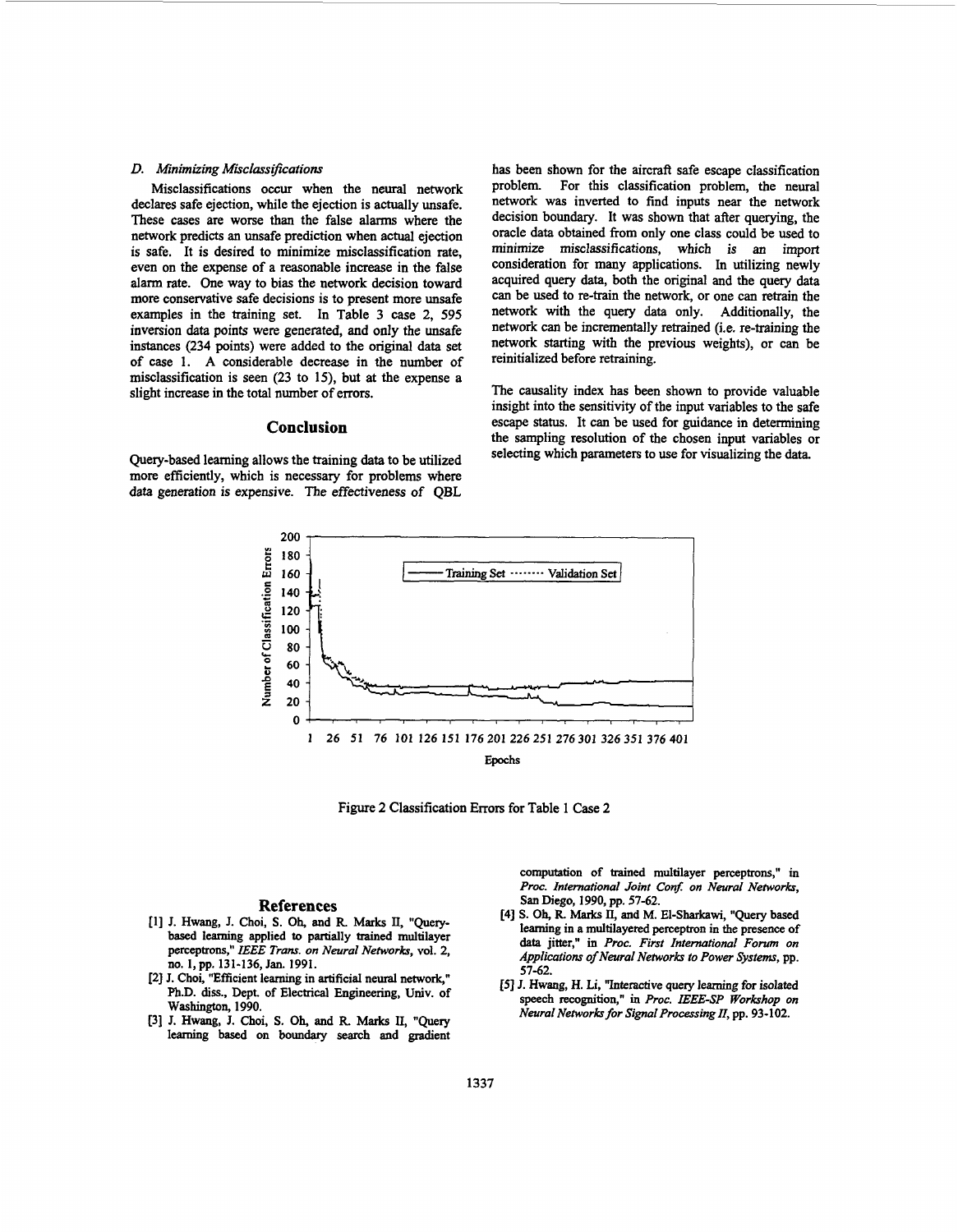### D. Minimizing Misclassifications

Misclassifications occur when the neural network declares safe ejection, while the ejection is actually unsafe. These cases are worse than the false alarms where the network predicts an unsafe prediction when actual ejection is safe. It is desired to minimize misclassification rate, even on the expense of a reasonable increase in the false alarm rate. One way to bias the network decision toward more conservative safe decisions is to present more unsafe examples in the training set. In Table 3 case 2, 595 inversion data points were generated, and only the unsafe instances (234 points) were added to the original data set of case 1. A considerable decrease in the number of misclassification is seen (23 to 15), but at the expense a slight increase in the total number of errors.

## Conclusion

Query-based learning allows the training data to be utilized more efficiently, which is necessary for problems where data generation is expensive. The effectiveness of QBL has been shown for the aircraft safe escape classification problem. For this classification problem, the neural network was inverted to find inputs near the network decision boundary. It was shown that after querying, the oracle data obtained from only one class could be used to minimize misclassifications, which is an import consideration for many applications. In utilizing newly acquired query data, both the original and the query data can be used to re-train the network, or one can retrain the network with the query data only. Additionally, the network can be incrementally retrained (i.e. re-training the network starting with the previous weights), or can be reinitialized before retraining.

The causality index has been shown to provide valuable insight into the sensitivity of the input variables to the safe escape status. It can be used for guidance in determining the sampling resolution of the chosen input variables or selecting which parameters to use for visualizing the data.

Figure 2 Classification Errors for Table 1 Case 2

## References

[1] J. Hwang, J. Choi, S. Oh, and R. Marks II, "Query-based learning applied to partially trained multilayer perceptrons," *IEEE Trans. on Neural Networks*, vol. 2, no. 1, pp. 131-136, Jan. 1991.

[2] J. Choi, "Efficient learning in artificial neural network," Ph.D. diss., Dept. of Electrical Engineering, Univ. of Washington, 1990.

[3] J. Hwang, J. Choi, S. Oh, and R. Marks II, "Query learning based on boundary search and gradient computation of trained multilayer perceptrons," in *Proc. International Joint Conf. on Neural Networks*, San Diego, 1990, pp. 57-62.

[4] S. Oh, R. Marks II, and M. El-Sharkawi, "Query based learning in a multilayered perceptron in the presence of data jitter," in *Proc. First International Forum on Applications of Neural Networks to Power Systems*, pp. 57-62.

[5] J. Hwang, H. Li, "Interactive query learning for isolated speech recognition," in *Proc. IEEE-SP Workshop on Neural Networks for Signal Processing II*, pp. 93-102.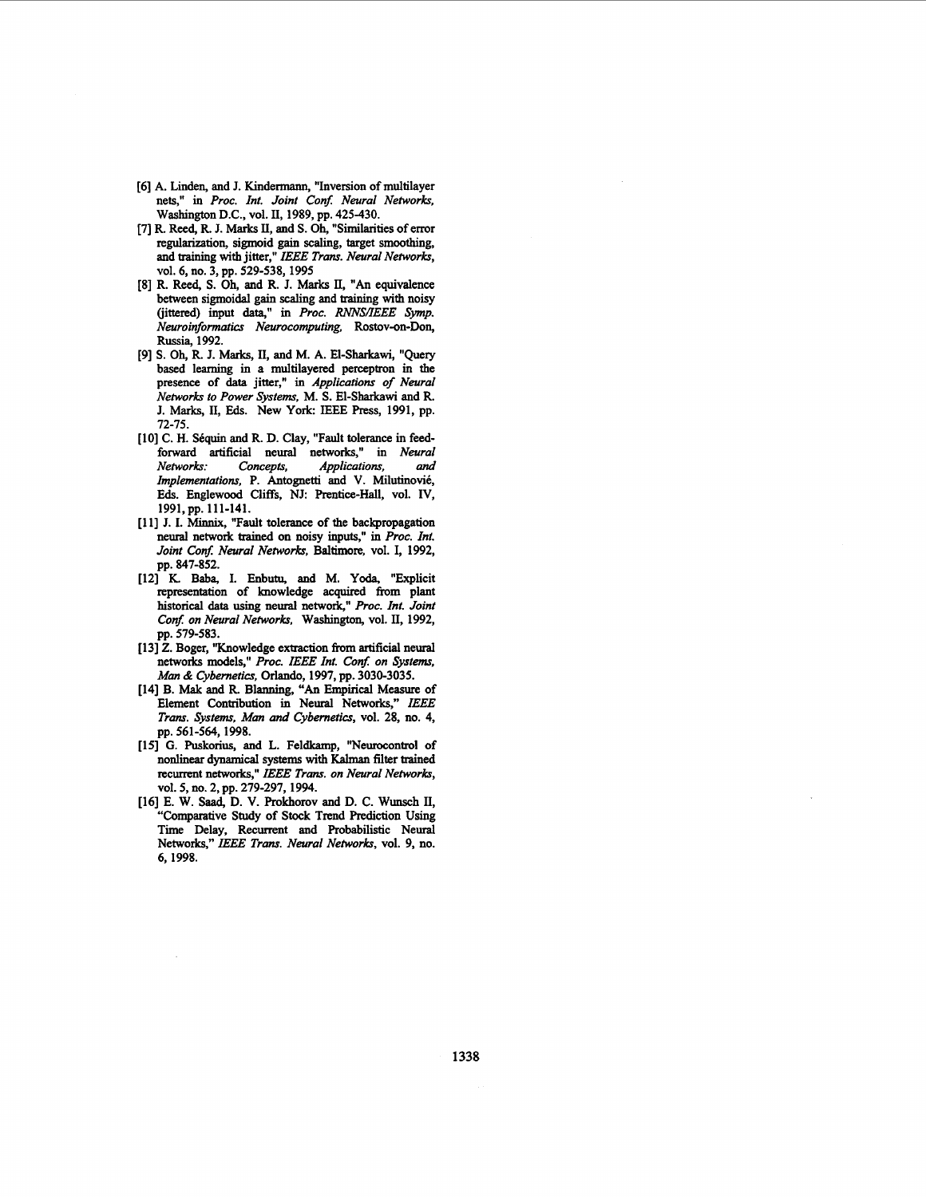[6] A. Linden, and J. Kindermann, "Inversion of multilayer nets," in *Proc. Int. Joint Conf. Neural Networks*, Washington D.C., vol. II, 1989, pp. 425-430.

[7] R. Reed, R. J. Marks II, and S. Oh, "Similarities of error regularization, sigmoid gain scaling, target smoothing, and training with jitter," *IEEE Trans. Neural Networks*, vol. 6, no. 3, pp. 529-538, 1995

[8] R. Reed, S. Oh, and R. J. Marks II, "An equivalence between sigmoidal gain scaling and training with noisy (jittered) input data," in *Proc. RNNS/IEEE Symp. Neuroinformatics Neurocomputing*, Rostov-on-Don, Russia, 1992.

[9] S. Oh, R. J. Marks, II, and M. A. El-Sharkawi, "Query based learning in a multilayered perceptron in the presence of data jitter," in *Applications of Neural Networks to Power Systems*, M. S. El-Sharkawi and R. J. Marks, II, Eds. New York: IEEE Press, 1991, pp. 72-75.

[10] C. H. Séquin and R. D. Clay, "Fault tolerance in feed-forward artificial neural networks," in *Neural Networks: Concepts, Applications, and Implementations*, P. Antognetti and V. Milutinović, Eds. Englewood Cliffs, NJ: Prentice-Hall, vol. IV, 1991, pp. 111-141.

[11] J. I. Minnix, "Fault tolerance of the backpropagation neural network trained on noisy inputs," in *Proc. Int. Joint Conf. Neural Networks*, Baltimore, vol. I, 1992, pp. 847-852.

[12] K. Baba, I. Enbutu, and M. Yoda, "Explicit representation of knowledge acquired from plant historical data using neural network," *Proc. Int. Joint Conf. on Neural Networks*, Washington, vol. II, 1992, pp. 579-583.

[13] Z. Boger, "Knowledge extraction from artificial neural networks models," *Proc. IEEE Int. Conf. on Systems, Man & Cybernetics*, Orlando, 1997, pp. 3030-3035.

[14] B. Mak and R. Blanning, "An Empirical Measure of Element Contribution in Neural Networks," *IEEE Trans. Systems, Man and Cybernetics*, vol. 28, no. 4, pp. 561-564, 1998.

[15] G. Puskorius, and L. Feldkamp, "Neurocontrol of nonlinear dynamical systems with Kalman filter trained recurrent networks," *IEEE Trans. on Neural Networks*, vol. 5, no. 2, pp. 279-297, 1994.

[16] E. W. Saad, D. V. Prokhorov and D. C. Wunsch II, "Comparative Study of Stock Trend Prediction Using Time Delay, Recurrent and Probabilistic Neural Networks," *IEEE Trans. Neural Networks*, vol. 9, no. 6, 1998.